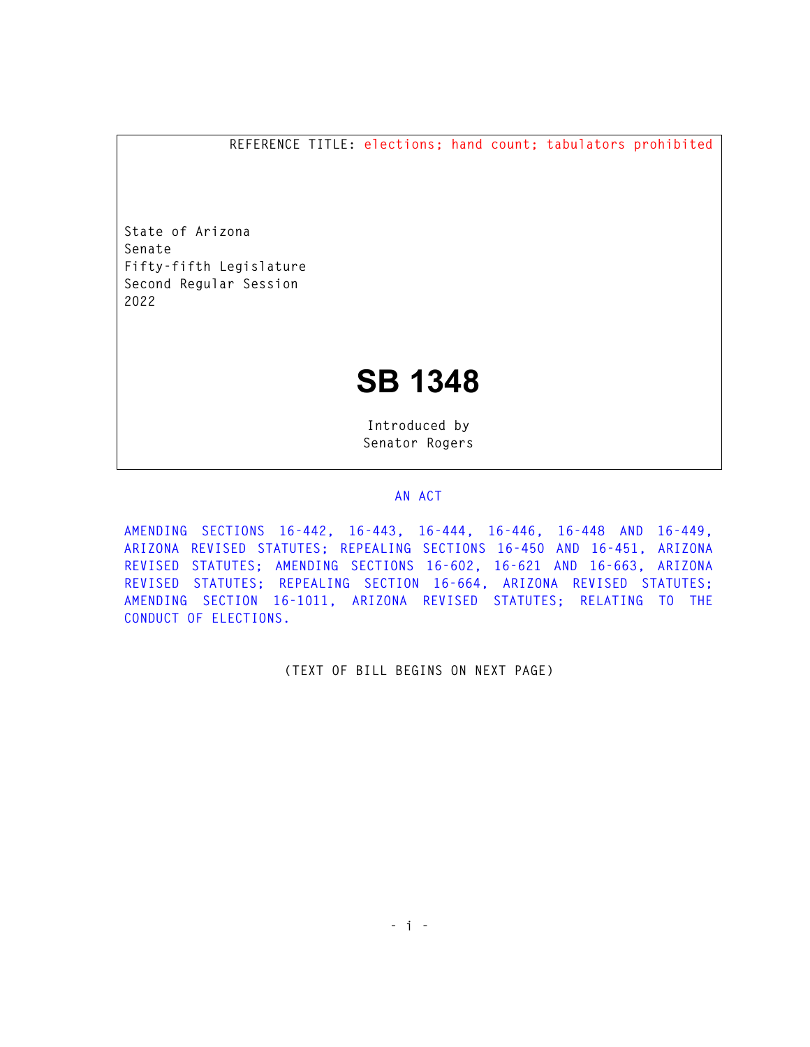REFERENCE TITLE: elections; hand count; tabulators prohibited

State of Arizona
Senate
Fifty-fifth Legislature
Second Regular Session
2022

# SB 1348

Introduced by
Senator Rogers

AN ACT

AMENDING SECTIONS 16-442, 16-443, 16-444, 16-446, 16-448 AND 16-449, ARIZONA REVISED STATUTES; REPEALING SECTIONS 16-450 AND 16-451, ARIZONA REVISED STATUTES; AMENDING SECTIONS 16-602, 16-621 AND 16-663, ARIZONA REVISED STATUTES; REPEALING SECTION 16-664, ARIZONA REVISED STATUTES; AMENDING SECTION 16-1011, ARIZONA REVISED STATUTES; RELATING TO THE CONDUCT OF ELECTIONS.

(TEXT OF BILL BEGINS ON NEXT PAGE)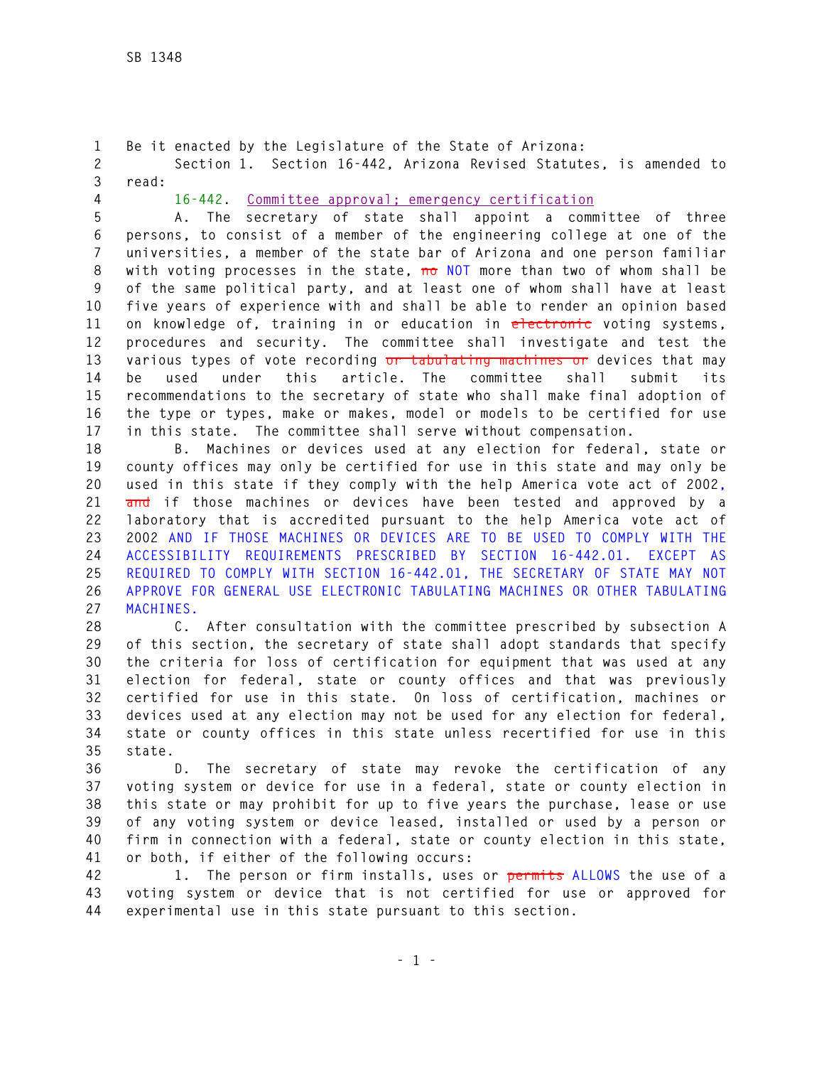Be it enacted by the Legislature of the State of Arizona:

Section 1. Section 16-442, Arizona Revised Statutes, is amended to read:

16-442. Committee approval; emergency certification

A. The secretary of state shall appoint a committee of three persons, to consist of a member of the engineering college at one of the universities, a member of the state bar of Arizona and one person familiar with voting processes in the state, ~~no~~ NOT more than two of whom shall be of the same political party, and at least one of whom shall have at least five years of experience with and shall be able to render an opinion based on knowledge of, training in or education in ~~electronic~~ voting systems, procedures and security. The committee shall investigate and test the various types of vote recording ~~or tabulating machines or~~ devices that may be used under this article. The committee shall submit its recommendations to the secretary of state who shall make final adoption of the type or types, make or makes, model or models to be certified for use in this state. The committee shall serve without compensation.

B. Machines or devices used at any election for federal, state or county offices may only be certified for use in this state and may only be used in this state if they comply with the help America vote act of 2002, ~~and~~ if those machines or devices have been tested and approved by a laboratory that is accredited pursuant to the help America vote act of 2002 AND IF THOSE MACHINES OR DEVICES ARE TO BE USED TO COMPLY WITH THE ACCESSIBILITY REQUIREMENTS PRESCRIBED BY SECTION 16-442.01. EXCEPT AS REQUIRED TO COMPLY WITH SECTION 16-442.01, THE SECRETARY OF STATE MAY NOT APPROVE FOR GENERAL USE ELECTRONIC TABULATING MACHINES OR OTHER TABULATING MACHINES.

C. After consultation with the committee prescribed by subsection A of this section, the secretary of state shall adopt standards that specify the criteria for loss of certification for equipment that was used at any election for federal, state or county offices and that was previously certified for use in this state. On loss of certification, machines or devices used at any election may not be used for any election for federal, state or county offices in this state unless recertified for use in this state.

D. The secretary of state may revoke the certification of any voting system or device for use in a federal, state or county election in this state or may prohibit for up to five years the purchase, lease or use of any voting system or device leased, installed or used by a person or firm in connection with a federal, state or county election in this state, or both, if either of the following occurs:

1. The person or firm installs, uses or ~~permits~~ ALLOWS the use of a voting system or device that is not certified for use or approved for experimental use in this state pursuant to this section.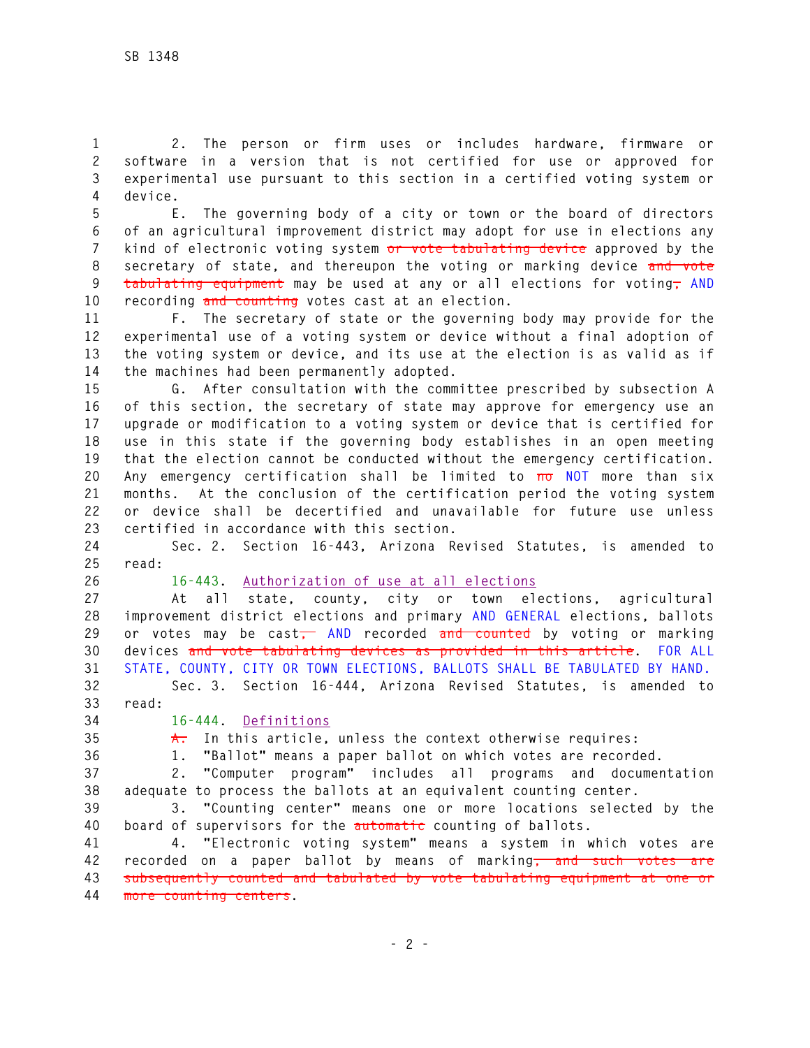2. The person or firm uses or includes hardware, firmware or software in a version that is not certified for use or approved for experimental use pursuant to this section in a certified voting system or device.

E. The governing body of a city or town or the board of directors of an agricultural improvement district may adopt for use in elections any kind of electronic voting system ~~or vote tabulating device~~ approved by the secretary of state, and thereupon the voting or marking device ~~and vote tabulating equipment~~ may be used at any or all elections for voting~~,~~ AND recording ~~and counting~~ votes cast at an election.

F. The secretary of state or the governing body may provide for the experimental use of a voting system or device without a final adoption of the voting system or device, and its use at the election is as valid as if the machines had been permanently adopted.

G. After consultation with the committee prescribed by subsection A of this section, the secretary of state may approve for emergency use an upgrade or modification to a voting system or device that is certified for use in this state if the governing body establishes in an open meeting that the election cannot be conducted without the emergency certification. Any emergency certification shall be limited to ~~no~~ NOT more than six months. At the conclusion of the certification period the voting system or device shall be decertified and unavailable for future use unless certified in accordance with this section.

Sec. 2. Section 16-443, Arizona Revised Statutes, is amended to read:

16-443. Authorization of use at all elections

At all state, county, city or town elections, agricultural improvement district elections and primary AND GENERAL elections, ballots or votes may be cast~~,~~ AND recorded ~~and counted~~ by voting or marking devices ~~and vote tabulating devices as provided in this article~~. FOR ALL STATE, COUNTY, CITY OR TOWN ELECTIONS, BALLOTS SHALL BE TABULATED BY HAND.

Sec. 3. Section 16-444, Arizona Revised Statutes, is amended to read:

16-444. Definitions

~~A.~~ In this article, unless the context otherwise requires:

1. "Ballot" means a paper ballot on which votes are recorded.

2. "Computer program" includes all programs and documentation adequate to process the ballots at an equivalent counting center.

3. "Counting center" means one or more locations selected by the board of supervisors for the ~~automatic~~ counting of ballots.

4. "Electronic voting system" means a system in which votes are recorded on a paper ballot by means of marking~~, and such votes are subsequently counted and tabulated by vote tabulating equipment at one or more counting centers~~.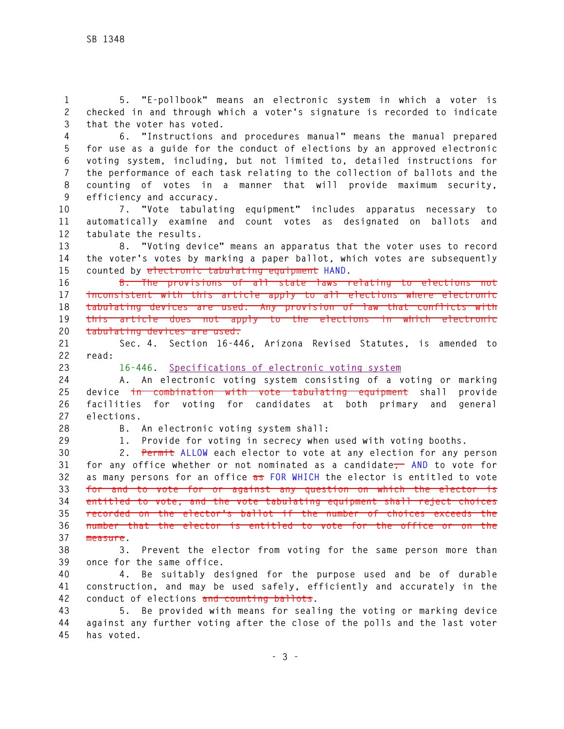5. "E-pollbook" means an electronic system in which a voter is checked in and through which a voter's signature is recorded to indicate that the voter has voted.

6. "Instructions and procedures manual" means the manual prepared for use as a guide for the conduct of elections by an approved electronic voting system, including, but not limited to, detailed instructions for the performance of each task relating to the collection of ballots and the counting of votes in a manner that will provide maximum security, efficiency and accuracy.

7. "Vote tabulating equipment" includes apparatus necessary to automatically examine and count votes as designated on ballots and tabulate the results.

8. "Voting device" means an apparatus that the voter uses to record the voter's votes by marking a paper ballot, which votes are subsequently counted by ~~electronic tabulating equipment~~ HAND.

~~B. The provisions of all state laws relating to elections not inconsistent with this article apply to all elections where electronic tabulating devices are used. Any provision of law that conflicts with this article does not apply to the elections in which electronic tabulating devices are used.~~

Sec. 4. Section 16-446, Arizona Revised Statutes, is amended to read:

16-446. Specifications of electronic voting system

A. An electronic voting system consisting of a voting or marking device ~~in combination with vote tabulating equipment~~ shall provide facilities for voting for candidates at both primary and general elections.

B. An electronic voting system shall:

1. Provide for voting in secrecy when used with voting booths.

2. ~~Permit~~ ALLOW each elector to vote at any election for any person for any office whether or not nominated as a candidate~~,~~ AND to vote for as many persons for an office ~~as~~ FOR WHICH the elector is entitled to vote ~~for and to vote for or against any question on which the elector is entitled to vote, and the vote tabulating equipment shall reject choices recorded on the elector's ballot if the number of choices exceeds the number that the elector is entitled to vote for the office or on the measure~~.

3. Prevent the elector from voting for the same person more than once for the same office.

4. Be suitably designed for the purpose used and be of durable construction, and may be used safely, efficiently and accurately in the conduct of elections ~~and counting ballots~~.

5. Be provided with means for sealing the voting or marking device against any further voting after the close of the polls and the last voter has voted.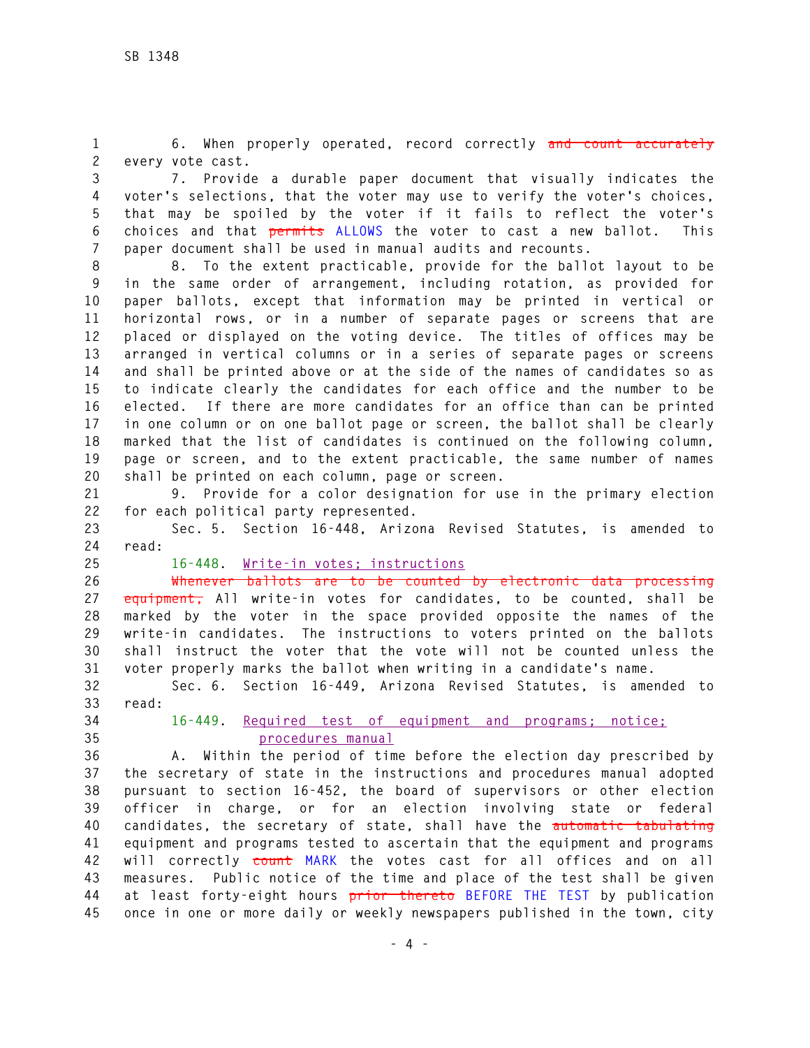6. When properly operated, record correctly ~~and count accurately~~ every vote cast.

7. Provide a durable paper document that visually indicates the voter's selections, that the voter may use to verify the voter's choices, that may be spoiled by the voter if it fails to reflect the voter's choices and that ~~permits~~ ALLOWS the voter to cast a new ballot. This paper document shall be used in manual audits and recounts.

8. To the extent practicable, provide for the ballot layout to be in the same order of arrangement, including rotation, as provided for paper ballots, except that information may be printed in vertical or horizontal rows, or in a number of separate pages or screens that are placed or displayed on the voting device. The titles of offices may be arranged in vertical columns or in a series of separate pages or screens and shall be printed above or at the side of the names of candidates so as to indicate clearly the candidates for each office and the number to be elected. If there are more candidates for an office than can be printed in one column or on one ballot page or screen, the ballot shall be clearly marked that the list of candidates is continued on the following column, page or screen, and to the extent practicable, the same number of names shall be printed on each column, page or screen.

9. Provide for a color designation for use in the primary election for each political party represented.

Sec. 5. Section 16-448, Arizona Revised Statutes, is amended to read:

16-448. Write-in votes; instructions

~~Whenever ballots are to be counted by electronic data processing equipment,~~ All write-in votes for candidates, to be counted, shall be marked by the voter in the space provided opposite the names of the write-in candidates. The instructions to voters printed on the ballots shall instruct the voter that the vote will not be counted unless the voter properly marks the ballot when writing in a candidate's name.

Sec. 6. Section 16-449, Arizona Revised Statutes, is amended to read:

16-449. Required test of equipment and programs; notice; procedures manual

A. Within the period of time before the election day prescribed by the secretary of state in the instructions and procedures manual adopted pursuant to section 16-452, the board of supervisors or other election officer in charge, or for an election involving state or federal candidates, the secretary of state, shall have the ~~automatic tabulating~~ equipment and programs tested to ascertain that the equipment and programs will correctly ~~count~~ MARK the votes cast for all offices and on all measures. Public notice of the time and place of the test shall be given at least forty-eight hours ~~prior thereto~~ BEFORE THE TEST by publication once in one or more daily or weekly newspapers published in the town, city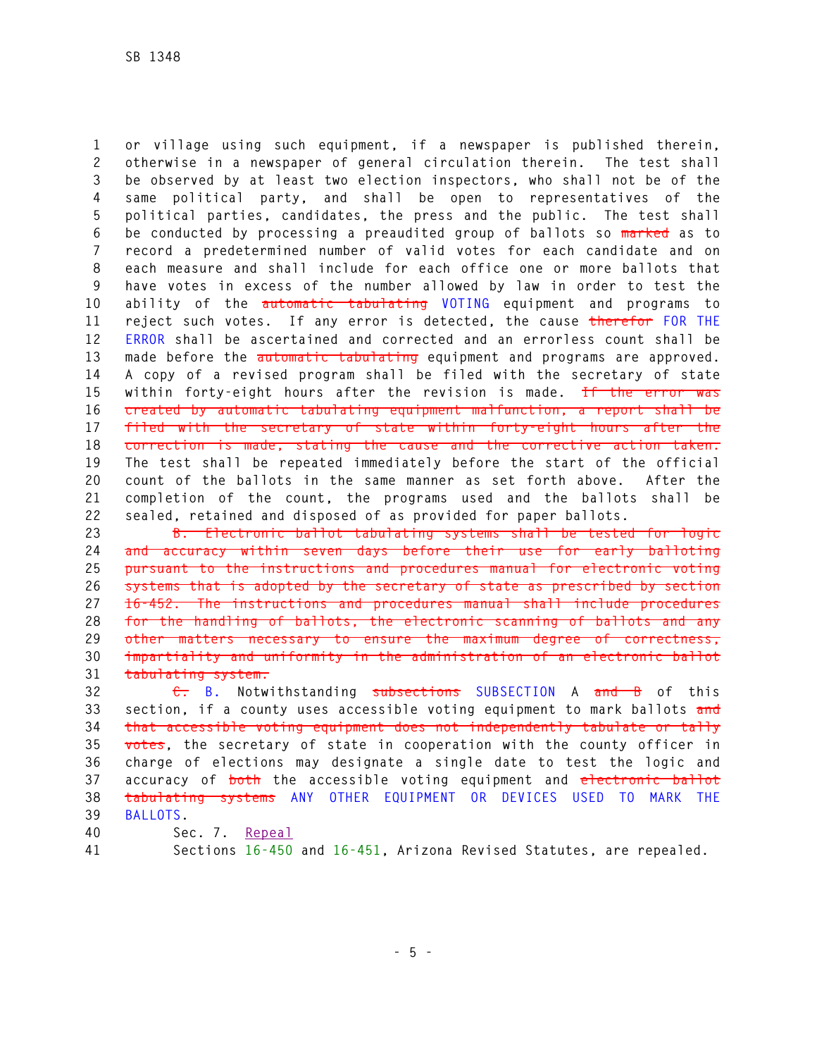or village using such equipment, if a newspaper is published therein, otherwise in a newspaper of general circulation therein. The test shall be observed by at least two election inspectors, who shall not be of the same political party, and shall be open to representatives of the political parties, candidates, the press and the public. The test shall be conducted by processing a preaudited group of ballots so ~~marked~~ as to record a predetermined number of valid votes for each candidate and on each measure and shall include for each office one or more ballots that have votes in excess of the number allowed by law in order to test the ability of the ~~automatic tabulating~~ VOTING equipment and programs to reject such votes. If any error is detected, the cause ~~therefor~~ FOR THE ERROR shall be ascertained and corrected and an errorless count shall be made before the ~~automatic tabulating~~ equipment and programs are approved. A copy of a revised program shall be filed with the secretary of state within forty-eight hours after the revision is made. ~~If the error was created by automatic tabulating equipment malfunction, a report shall be filed with the secretary of state within forty-eight hours after the correction is made, stating the cause and the corrective action taken.~~ The test shall be repeated immediately before the start of the official count of the ballots in the same manner as set forth above. After the completion of the count, the programs used and the ballots shall be sealed, retained and disposed of as provided for paper ballots.

~~B. Electronic ballot tabulating systems shall be tested for logic and accuracy within seven days before their use for early balloting pursuant to the instructions and procedures manual for electronic voting systems that is adopted by the secretary of state as prescribed by section 16-452. The instructions and procedures manual shall include procedures for the handling of ballots, the electronic scanning of ballots and any other matters necessary to ensure the maximum degree of correctness, impartiality and uniformity in the administration of an electronic ballot tabulating system.~~

~~C.~~ B. Notwithstanding ~~subsections~~ SUBSECTION A ~~and B~~ of this section, if a county uses accessible voting equipment to mark ballots ~~and that accessible voting equipment does not independently tabulate or tally votes~~, the secretary of state in cooperation with the county officer in charge of elections may designate a single date to test the logic and accuracy of ~~both~~ the accessible voting equipment and ~~electronic ballot tabulating systems~~ ANY OTHER EQUIPMENT OR DEVICES USED TO MARK THE BALLOTS.

Sec. 7. Repeal

Sections 16-450 and 16-451, Arizona Revised Statutes, are repealed.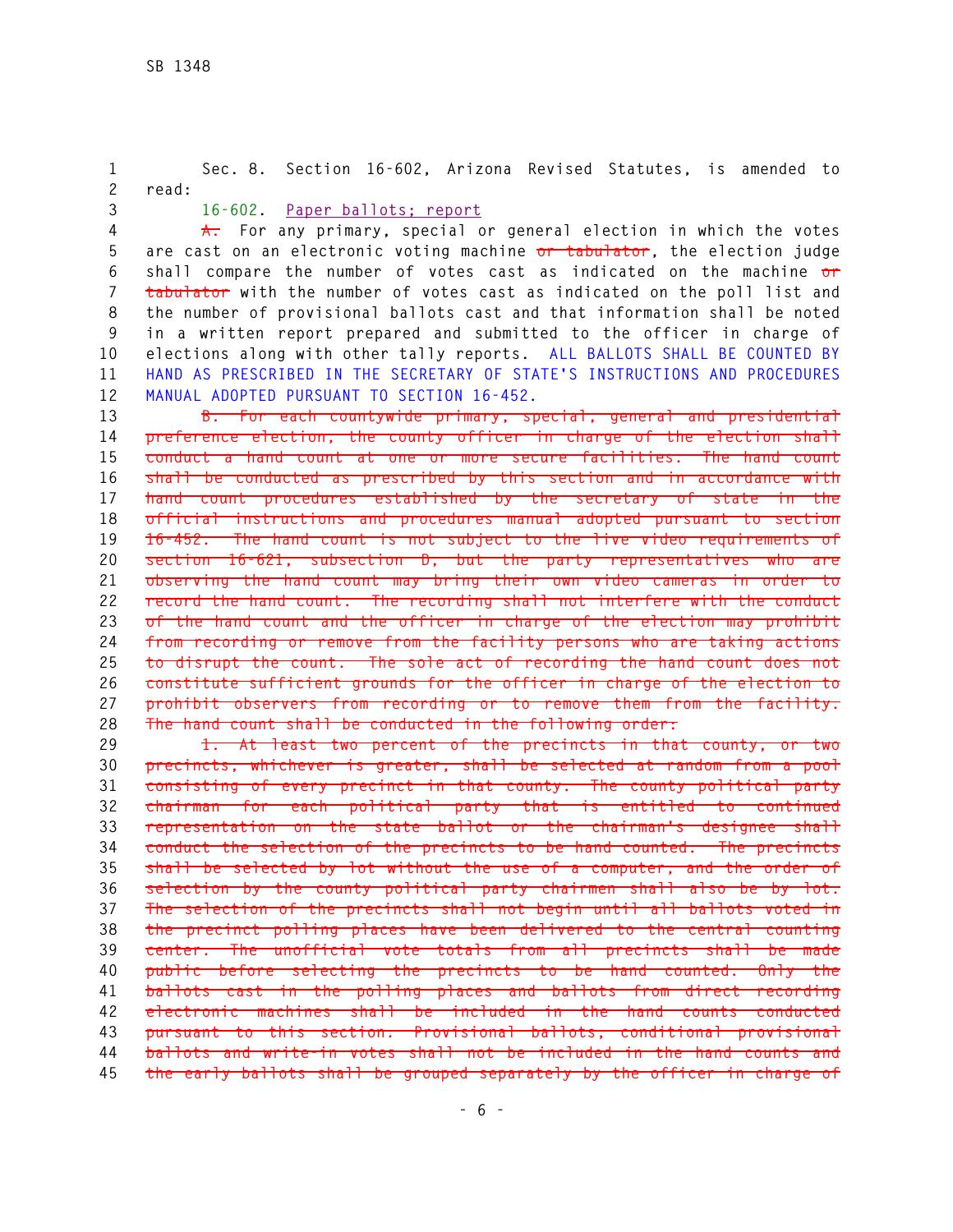Sec. 8. Section 16-602, Arizona Revised Statutes, is amended to read:

16-602. Paper ballots; report

~~A.~~ For any primary, special or general election in which the votes are cast on an electronic voting machine ~~or tabulator~~, the election judge shall compare the number of votes cast as indicated on the machine ~~or tabulator~~ with the number of votes cast as indicated on the poll list and the number of provisional ballots cast and that information shall be noted in a written report prepared and submitted to the officer in charge of elections along with other tally reports. ALL BALLOTS SHALL BE COUNTED BY HAND AS PRESCRIBED IN THE SECRETARY OF STATE'S INSTRUCTIONS AND PROCEDURES MANUAL ADOPTED PURSUANT TO SECTION 16-452.

~~B. For each countywide primary, special, general and presidential preference election, the county officer in charge of the election shall conduct a hand count at one or more secure facilities. The hand count shall be conducted as prescribed by this section and in accordance with hand count procedures established by the secretary of state in the official instructions and procedures manual adopted pursuant to section 16-452. The hand count is not subject to the live video requirements of section 16-621, subsection D, but the party representatives who are observing the hand count may bring their own video cameras in order to record the hand count. The recording shall not interfere with the conduct of the hand count and the officer in charge of the election may prohibit from recording or remove from the facility persons who are taking actions to disrupt the count. The sole act of recording the hand count does not constitute sufficient grounds for the officer in charge of the election to prohibit observers from recording or to remove them from the facility. The hand count shall be conducted in the following order:~~

~~1. At least two percent of the precincts in that county, or two precincts, whichever is greater, shall be selected at random from a pool consisting of every precinct in that county. The county political party chairman for each political party that is entitled to continued representation on the state ballot or the chairman's designee shall conduct the selection of the precincts to be hand counted. The precincts shall be selected by lot without the use of a computer, and the order of selection by the county political party chairmen shall also be by lot. The selection of the precincts shall not begin until all ballots voted in the precinct polling places have been delivered to the central counting center. The unofficial vote totals from all precincts shall be made public before selecting the precincts to be hand counted. Only the ballots cast in the polling places and ballots from direct recording electronic machines shall be included in the hand counts conducted pursuant to this section. Provisional ballots, conditional provisional ballots and write-in votes shall not be included in the hand counts and the early ballots shall be grouped separately by the officer in charge of~~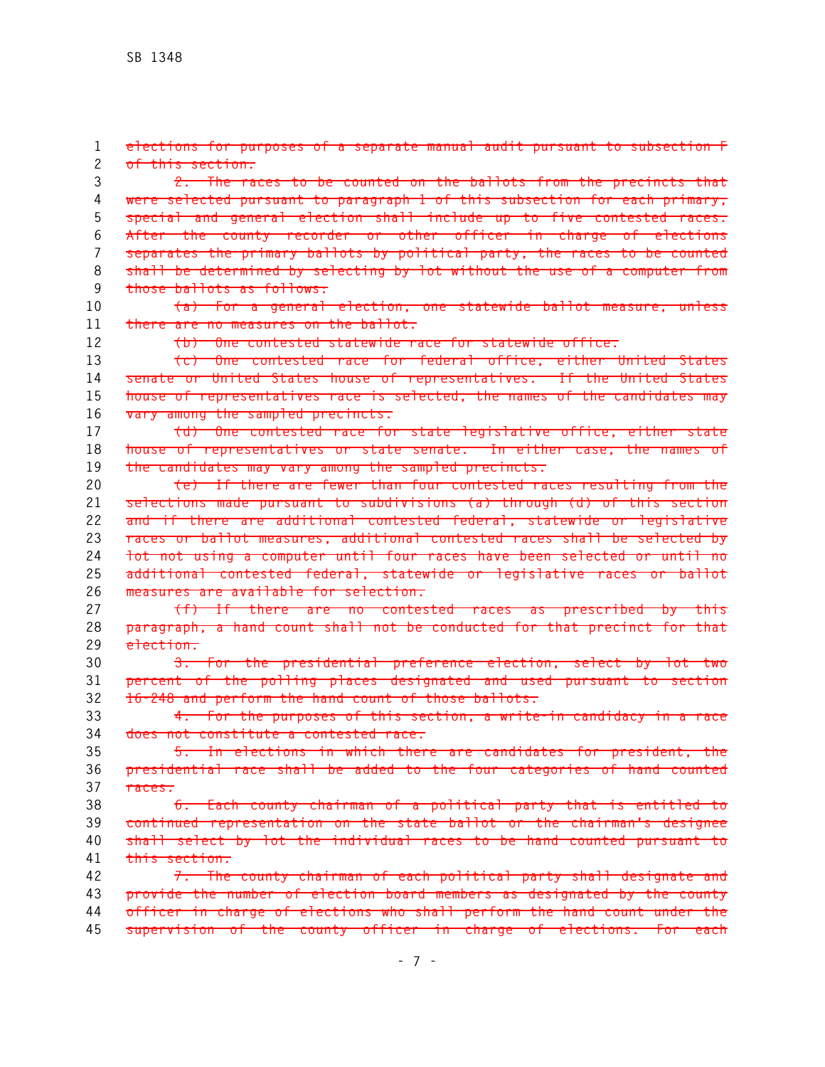~~elections for purposes of a separate manual audit pursuant to subsection F of this section.~~

~~2. The races to be counted on the ballots from the precincts that were selected pursuant to paragraph 1 of this subsection for each primary, special and general election shall include up to five contested races. After the county recorder or other officer in charge of elections separates the primary ballots by political party, the races to be counted shall be determined by selecting by lot without the use of a computer from those ballots as follows:~~

~~(a) For a general election, one statewide ballot measure, unless there are no measures on the ballot.~~

~~(b) One contested statewide race for statewide office.~~

~~(c) One contested race for federal office, either United States senate or United States house of representatives. If the United States house of representatives race is selected, the names of the candidates may vary among the sampled precincts.~~

~~(d) One contested race for state legislative office, either state house of representatives or state senate. In either case, the names of the candidates may vary among the sampled precincts.~~

~~(e) If there are fewer than four contested races resulting from the selections made pursuant to subdivisions (a) through (d) of this section and if there are additional contested federal, statewide or legislative races or ballot measures, additional contested races shall be selected by lot not using a computer until four races have been selected or until no additional contested federal, statewide or legislative races or ballot measures are available for selection.~~

~~(f) If there are no contested races as prescribed by this paragraph, a hand count shall not be conducted for that precinct for that election.~~

~~3. For the presidential preference election, select by lot two percent of the polling places designated and used pursuant to section 16-248 and perform the hand count of those ballots.~~

~~4. For the purposes of this section, a write-in candidacy in a race does not constitute a contested race.~~

~~5. In elections in which there are candidates for president, the presidential race shall be added to the four categories of hand counted races.~~

~~6. Each county chairman of a political party that is entitled to continued representation on the state ballot or the chairman's designee shall select by lot the individual races to be hand counted pursuant to this section.~~

~~7. The county chairman of each political party shall designate and provide the number of election board members as designated by the county officer in charge of elections who shall perform the hand count under the supervision of the county officer in charge of elections. For each~~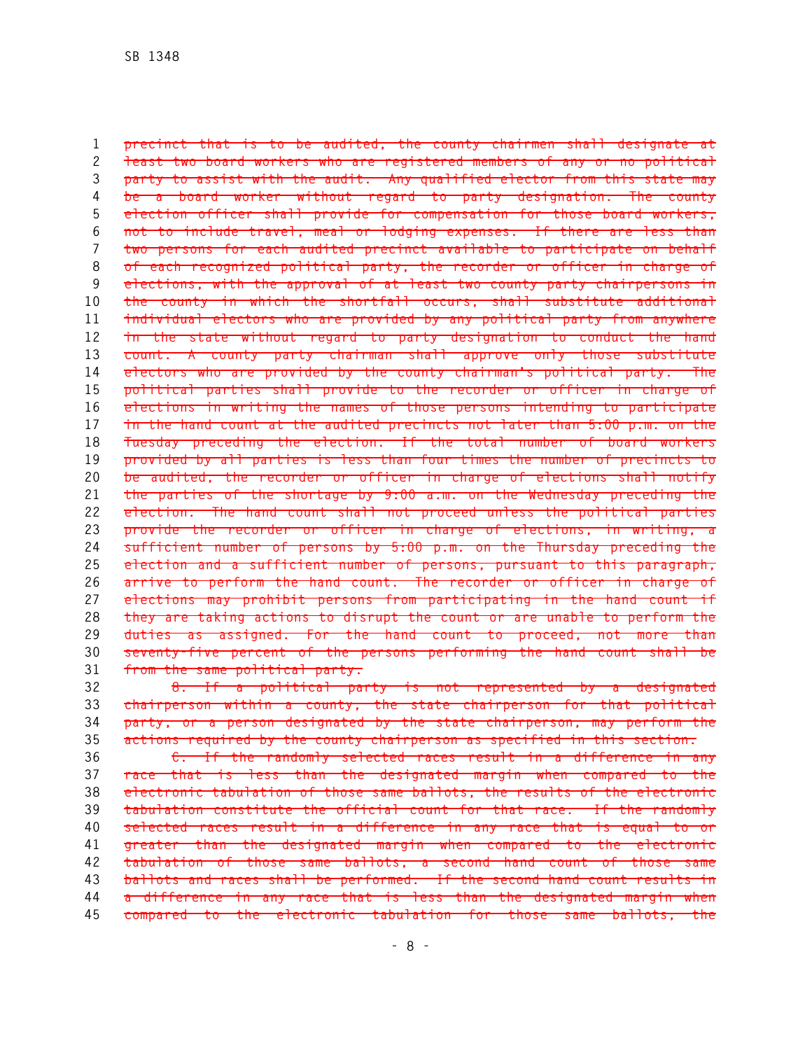~~precinct that is to be audited, the county chairmen shall designate at least two board workers who are registered members of any or no political party to assist with the audit. Any qualified elector from this state may be a board worker without regard to party designation. The county election officer shall provide for compensation for those board workers, not to include travel, meal or lodging expenses. If there are less than two persons for each audited precinct available to participate on behalf of each recognized political party, the recorder or officer in charge of elections, with the approval of at least two county party chairpersons in the county in which the shortfall occurs, shall substitute additional individual electors who are provided by any political party from anywhere in the state without regard to party designation to conduct the hand count. A county party chairman shall approve only those substitute electors who are provided by the county chairman's political party. The political parties shall provide to the recorder or officer in charge of elections in writing the names of those persons intending to participate in the hand count at the audited precincts not later than 5:00 p.m. on the Tuesday preceding the election. If the total number of board workers provided by all parties is less than four times the number of precincts to be audited, the recorder or officer in charge of elections shall notify the parties of the shortage by 9:00 a.m. on the Wednesday preceding the election. The hand count shall not proceed unless the political parties provide the recorder or officer in charge of elections, in writing, a sufficient number of persons by 5:00 p.m. on the Thursday preceding the election and a sufficient number of persons, pursuant to this paragraph, arrive to perform the hand count. The recorder or officer in charge of elections may prohibit persons from participating in the hand count if they are taking actions to disrupt the count or are unable to perform the duties as assigned. For the hand count to proceed, not more than seventy-five percent of the persons performing the hand count shall be from the same political party.~~

~~8. If a political party is not represented by a designated chairperson within a county, the state chairperson for that political party, or a person designated by the state chairperson, may perform the actions required by the county chairperson as specified in this section.~~

~~C. If the randomly selected races result in a difference in any race that is less than the designated margin when compared to the electronic tabulation of those same ballots, the results of the electronic tabulation constitute the official count for that race. If the randomly selected races result in a difference in any race that is equal to or greater than the designated margin when compared to the electronic tabulation of those same ballots, a second hand count of those same ballots and races shall be performed. If the second hand count results in a difference in any race that is less than the designated margin when compared to the electronic tabulation for those same ballots, the~~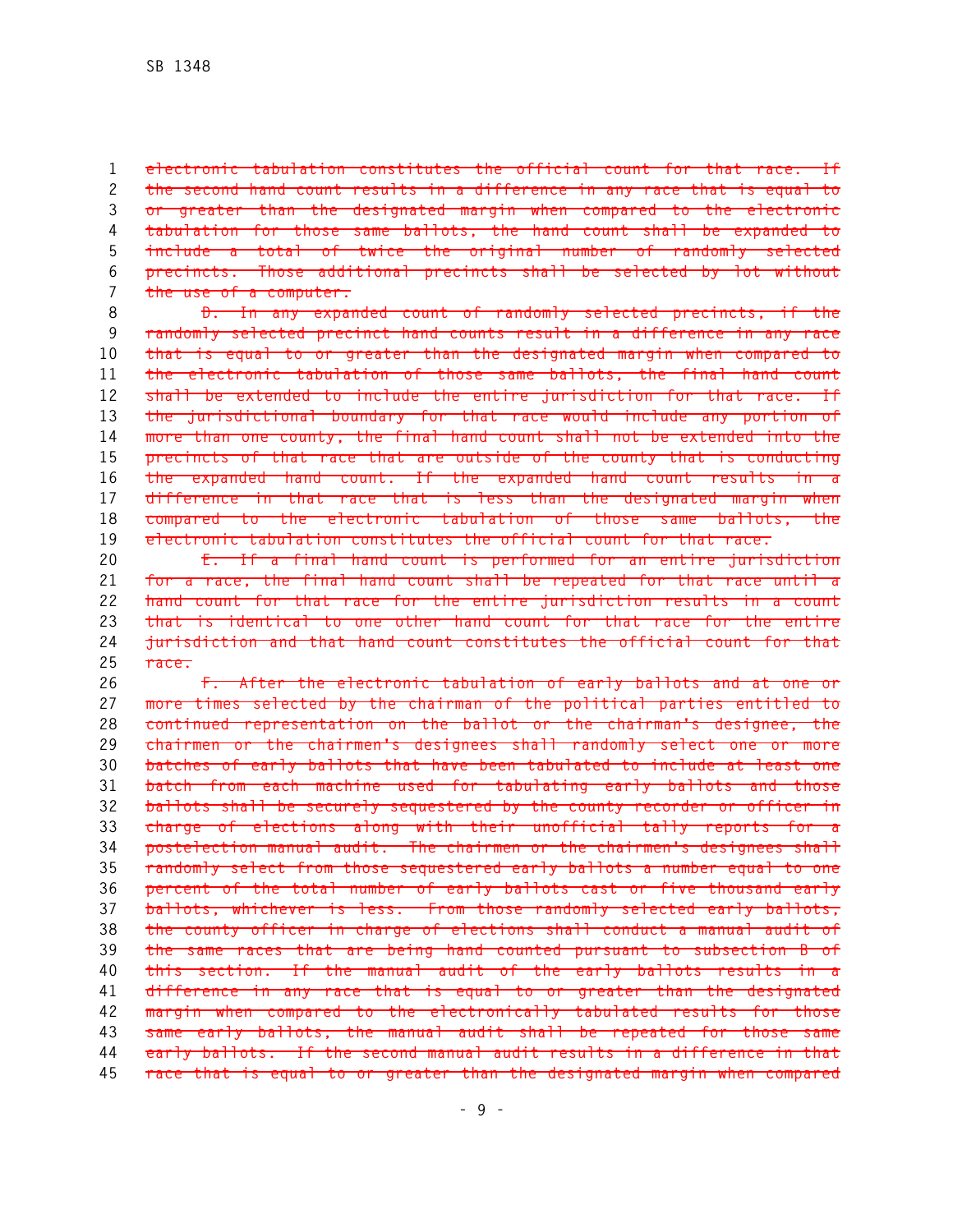~~electronic tabulation constitutes the official count for that race. If the second hand count results in a difference in any race that is equal to or greater than the designated margin when compared to the electronic tabulation for those same ballots, the hand count shall be expanded to include a total of twice the original number of randomly selected precincts. Those additional precincts shall be selected by lot without the use of a computer.~~

~~D. In any expanded count of randomly selected precincts, if the randomly selected precinct hand counts result in a difference in any race that is equal to or greater than the designated margin when compared to the electronic tabulation of those same ballots, the final hand count shall be extended to include the entire jurisdiction for that race. If the jurisdictional boundary for that race would include any portion of more than one county, the final hand count shall not be extended into the precincts of that race that are outside of the county that is conducting the expanded hand count. If the expanded hand count results in a difference in that race that is less than the designated margin when compared to the electronic tabulation of those same ballots, the electronic tabulation constitutes the official count for that race.~~

~~E. If a final hand count is performed for an entire jurisdiction for a race, the final hand count shall be repeated for that race until a hand count for that race for the entire jurisdiction results in a count that is identical to one other hand count for that race for the entire jurisdiction and that hand count constitutes the official count for that race.~~

~~F. After the electronic tabulation of early ballots and at one or more times selected by the chairman of the political parties entitled to continued representation on the ballot or the chairman's designee, the chairmen or the chairmen's designees shall randomly select one or more batches of early ballots that have been tabulated to include at least one batch from each machine used for tabulating early ballots and those ballots shall be securely sequestered by the county recorder or officer in charge of elections along with their unofficial tally reports for a postelection manual audit. The chairmen or the chairmen's designees shall randomly select from those sequestered early ballots a number equal to one percent of the total number of early ballots cast or five thousand early ballots, whichever is less. From those randomly selected early ballots, the county officer in charge of elections shall conduct a manual audit of the same races that are being hand counted pursuant to subsection B of this section. If the manual audit of the early ballots results in a difference in any race that is equal to or greater than the designated margin when compared to the electronically tabulated results for those same early ballots, the manual audit shall be repeated for those same early ballots. If the second manual audit results in a difference in that race that is equal to or greater than the designated margin when compared~~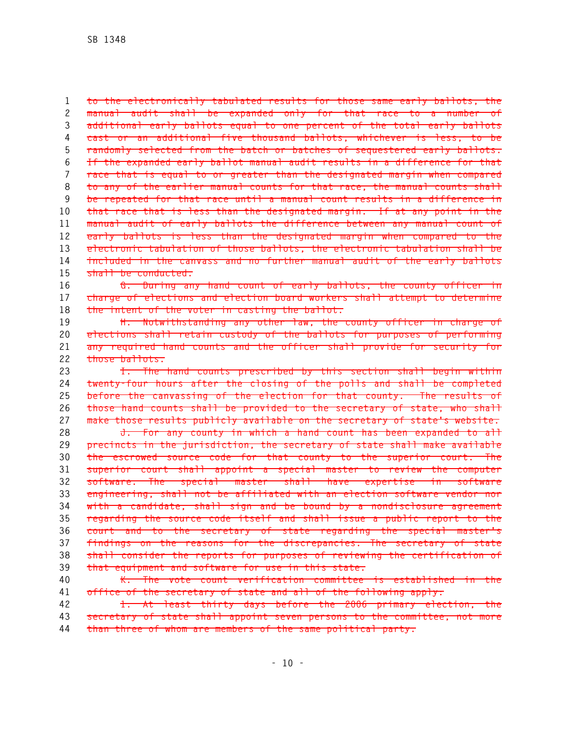~~to the electronically tabulated results for those same early ballots, the manual audit shall be expanded only for that race to a number of additional early ballots equal to one percent of the total early ballots cast or an additional five thousand ballots, whichever is less, to be randomly selected from the batch or batches of sequestered early ballots. If the expanded early ballot manual audit results in a difference for that race that is equal to or greater than the designated margin when compared to any of the earlier manual counts for that race, the manual counts shall be repeated for that race until a manual count results in a difference in that race that is less than the designated margin. If at any point in the manual audit of early ballots the difference between any manual count of early ballots is less than the designated margin when compared to the electronic tabulation of those ballots, the electronic tabulation shall be included in the canvass and no further manual audit of the early ballots shall be conducted.~~

~~G. During any hand count of early ballots, the county officer in charge of elections and election board workers shall attempt to determine the intent of the voter in casting the ballot.~~

~~H. Notwithstanding any other law, the county officer in charge of elections shall retain custody of the ballots for purposes of performing any required hand counts and the officer shall provide for security for those ballots.~~

~~I. The hand counts prescribed by this section shall begin within twenty-four hours after the closing of the polls and shall be completed before the canvassing of the election for that county. The results of those hand counts shall be provided to the secretary of state, who shall make those results publicly available on the secretary of state's website.~~

~~J. For any county in which a hand count has been expanded to all precincts in the jurisdiction, the secretary of state shall make available the escrowed source code for that county to the superior court. The superior court shall appoint a special master to review the computer software. The special master shall have expertise in software engineering, shall not be affiliated with an election software vendor nor with a candidate, shall sign and be bound by a nondisclosure agreement regarding the source code itself and shall issue a public report to the court and to the secretary of state regarding the special master's findings on the reasons for the discrepancies. The secretary of state shall consider the reports for purposes of reviewing the certification of that equipment and software for use in this state.~~

~~K. The vote count verification committee is established in the office of the secretary of state and all of the following apply:~~

~~1. At least thirty days before the 2006 primary election, the secretary of state shall appoint seven persons to the committee, not more than three of whom are members of the same political party.~~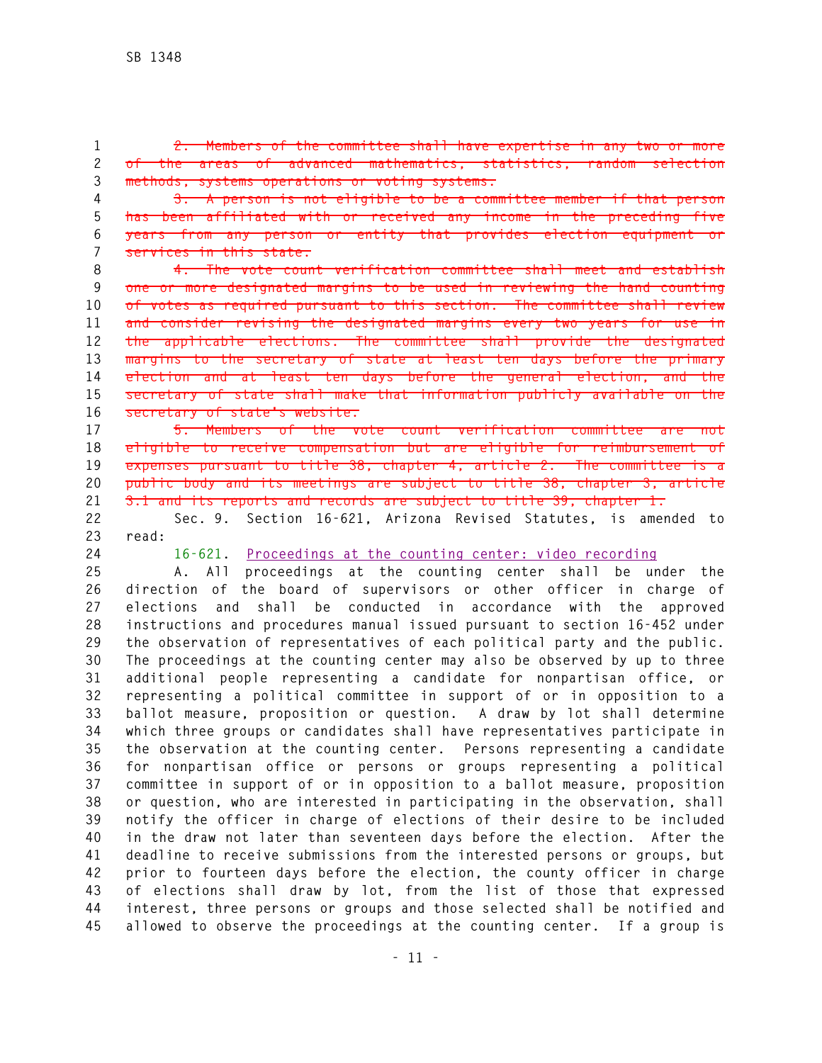~~2. Members of the committee shall have expertise in any two or more of the areas of advanced mathematics, statistics, random selection methods, systems operations or voting systems.~~

~~3. A person is not eligible to be a committee member if that person has been affiliated with or received any income in the preceding five years from any person or entity that provides election equipment or services in this state.~~

~~4. The vote count verification committee shall meet and establish one or more designated margins to be used in reviewing the hand counting of votes as required pursuant to this section. The committee shall review and consider revising the designated margins every two years for use in the applicable elections. The committee shall provide the designated margins to the secretary of state at least ten days before the primary election and at least ten days before the general election, and the secretary of state shall make that information publicly available on the secretary of state's website.~~

~~5. Members of the vote count verification committee are not eligible to receive compensation but are eligible for reimbursement of expenses pursuant to title 38, chapter 4, article 2. The committee is a public body and its meetings are subject to title 38, chapter 3, article 3.1 and its reports and records are subject to title 39, chapter 1.~~

Sec. 9. Section 16-621, Arizona Revised Statutes, is amended to read:

16-621. Proceedings at the counting center: video recording

A. All proceedings at the counting center shall be under the direction of the board of supervisors or other officer in charge of elections and shall be conducted in accordance with the approved instructions and procedures manual issued pursuant to section 16-452 under the observation of representatives of each political party and the public. The proceedings at the counting center may also be observed by up to three additional people representing a candidate for nonpartisan office, or representing a political committee in support of or in opposition to a ballot measure, proposition or question. A draw by lot shall determine which three groups or candidates shall have representatives participate in the observation at the counting center. Persons representing a candidate for nonpartisan office or persons or groups representing a political committee in support of or in opposition to a ballot measure, proposition or question, who are interested in participating in the observation, shall notify the officer in charge of elections of their desire to be included in the draw not later than seventeen days before the election. After the deadline to receive submissions from the interested persons or groups, but prior to fourteen days before the election, the county officer in charge of elections shall draw by lot, from the list of those that expressed interest, three persons or groups and those selected shall be notified and allowed to observe the proceedings at the counting center. If a group is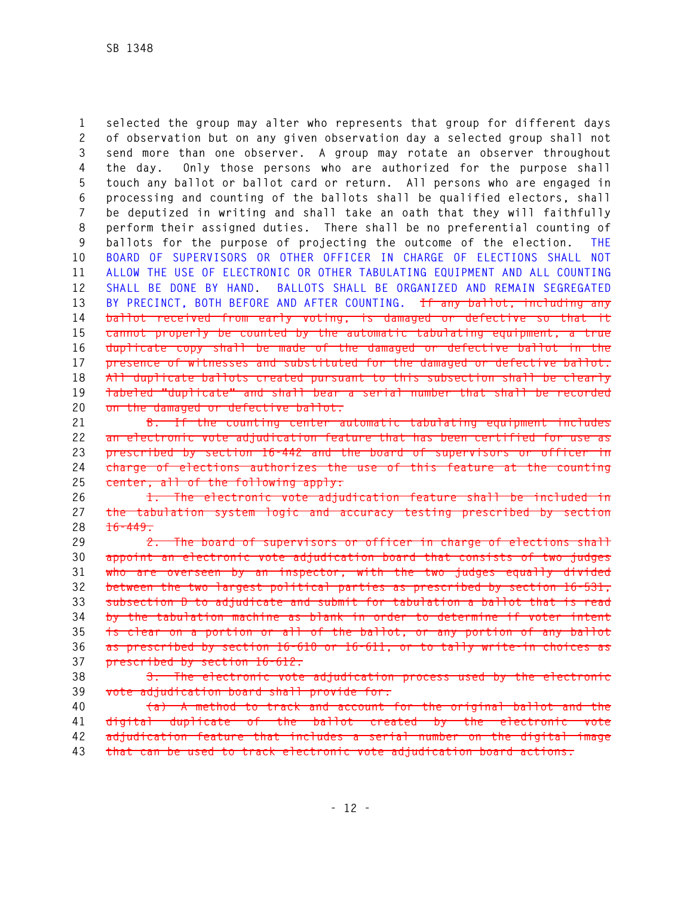selected the group may alter who represents that group for different days of observation but on any given observation day a selected group shall not send more than one observer. A group may rotate an observer throughout the day. Only those persons who are authorized for the purpose shall touch any ballot or ballot card or return. All persons who are engaged in processing and counting of the ballots shall be qualified electors, shall be deputized in writing and shall take an oath that they will faithfully perform their assigned duties. There shall be no preferential counting of ballots for the purpose of projecting the outcome of the election. THE BOARD OF SUPERVISORS OR OTHER OFFICER IN CHARGE OF ELECTIONS SHALL NOT ALLOW THE USE OF ELECTRONIC OR OTHER TABULATING EQUIPMENT AND ALL COUNTING SHALL BE DONE BY HAND. BALLOTS SHALL BE ORGANIZED AND REMAIN SEGREGATED BY PRECINCT, BOTH BEFORE AND AFTER COUNTING. ~~If any ballot, including any ballot received from early voting, is damaged or defective so that it cannot properly be counted by the automatic tabulating equipment, a true duplicate copy shall be made of the damaged or defective ballot in the presence of witnesses and substituted for the damaged or defective ballot. All duplicate ballots created pursuant to this subsection shall be clearly labeled "duplicate" and shall bear a serial number that shall be recorded on the damaged or defective ballot.~~

~~B. If the counting center automatic tabulating equipment includes an electronic vote adjudication feature that has been certified for use as prescribed by section 16-442 and the board of supervisors or officer in charge of elections authorizes the use of this feature at the counting center, all of the following apply:~~

~~1. The electronic vote adjudication feature shall be included in the tabulation system logic and accuracy testing prescribed by section 16-449.~~

~~2. The board of supervisors or officer in charge of elections shall appoint an electronic vote adjudication board that consists of two judges who are overseen by an inspector, with the two judges equally divided between the two largest political parties as prescribed by section 16-531, subsection D to adjudicate and submit for tabulation a ballot that is read by the tabulation machine as blank in order to determine if voter intent is clear on a portion or all of the ballot, or any portion of any ballot as prescribed by section 16-610 or 16-611, or to tally write-in choices as prescribed by section 16-612.~~

~~3. The electronic vote adjudication process used by the electronic vote adjudication board shall provide for:~~

~~(a) A method to track and account for the original ballot and the digital duplicate of the ballot created by the electronic vote adjudication feature that includes a serial number on the digital image that can be used to track electronic vote adjudication board actions.~~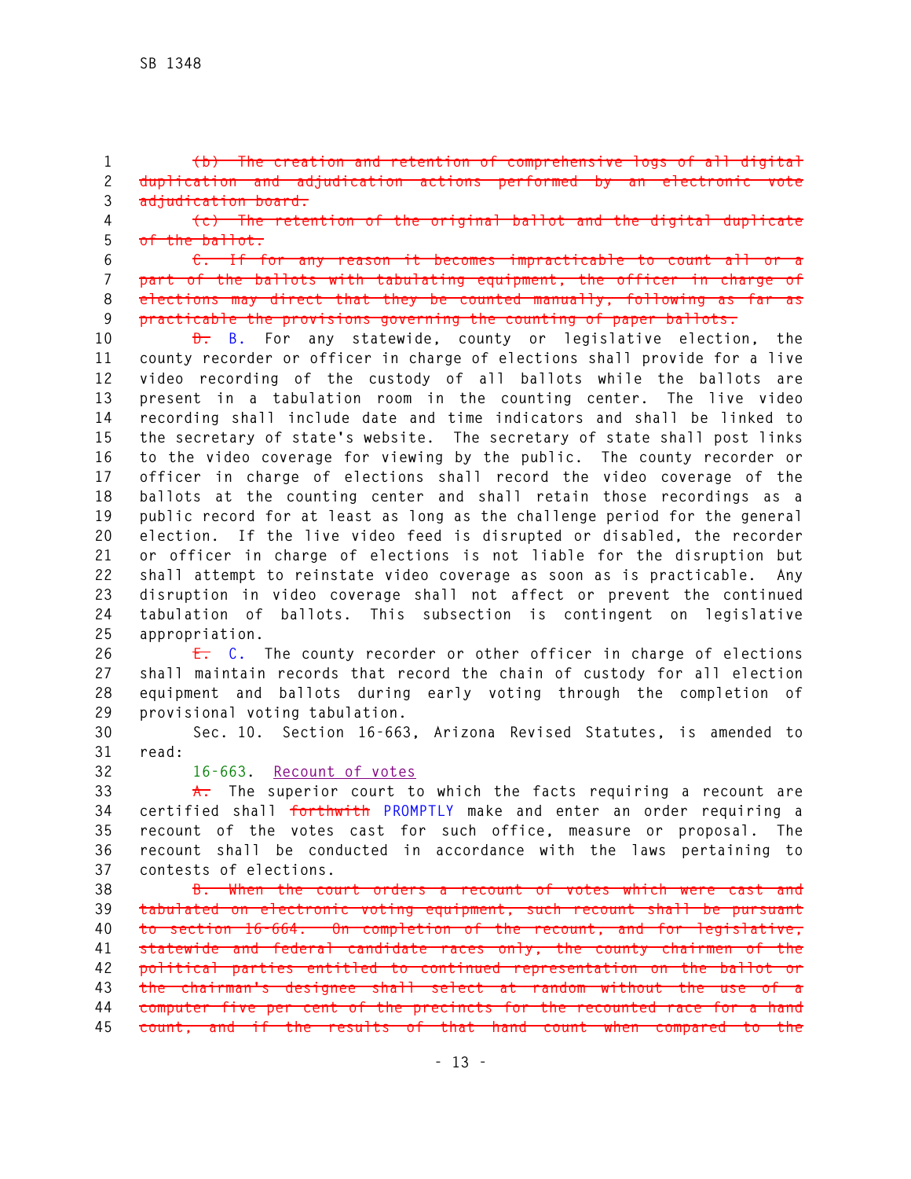~~(b) The creation and retention of comprehensive logs of all digital duplication and adjudication actions performed by an electronic vote adjudication board.~~

~~(c) The retention of the original ballot and the digital duplicate of the ballot.~~

~~C. If for any reason it becomes impracticable to count all or a part of the ballots with tabulating equipment, the officer in charge of elections may direct that they be counted manually, following as far as practicable the provisions governing the counting of paper ballots.~~

~~D.~~ B. For any statewide, county or legislative election, the county recorder or officer in charge of elections shall provide for a live video recording of the custody of all ballots while the ballots are present in a tabulation room in the counting center. The live video recording shall include date and time indicators and shall be linked to the secretary of state's website. The secretary of state shall post links to the video coverage for viewing by the public. The county recorder or officer in charge of elections shall record the video coverage of the ballots at the counting center and shall retain those recordings as a public record for at least as long as the challenge period for the general election. If the live video feed is disrupted or disabled, the recorder or officer in charge of elections is not liable for the disruption but shall attempt to reinstate video coverage as soon as is practicable. Any disruption in video coverage shall not affect or prevent the continued tabulation of ballots. This subsection is contingent on legislative appropriation.

~~E.~~ C. The county recorder or other officer in charge of elections shall maintain records that record the chain of custody for all election equipment and ballots during early voting through the completion of provisional voting tabulation.

Sec. 10. Section 16-663, Arizona Revised Statutes, is amended to read:

16-663. Recount of votes

~~A.~~ The superior court to which the facts requiring a recount are certified shall ~~forthwith~~ PROMPTLY make and enter an order requiring a recount of the votes cast for such office, measure or proposal. The recount shall be conducted in accordance with the laws pertaining to contests of elections.

~~B. When the court orders a recount of votes which were cast and tabulated on electronic voting equipment, such recount shall be pursuant to section 16-664. On completion of the recount, and for legislative, statewide and federal candidate races only, the county chairmen of the political parties entitled to continued representation on the ballot or the chairman's designee shall select at random without the use of a computer five per cent of the precincts for the recounted race for a hand count, and if the results of that hand count when compared to the~~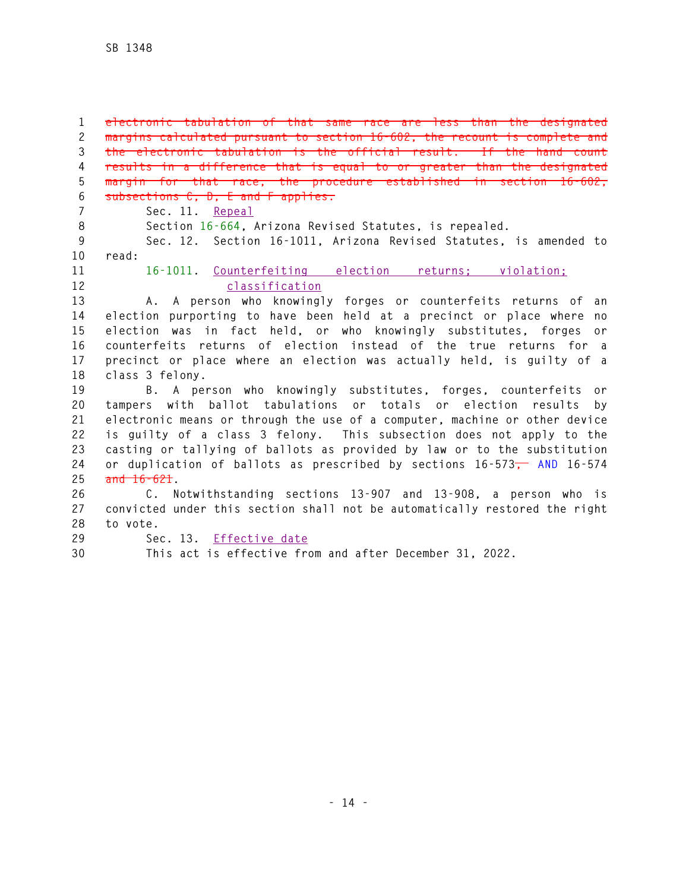~~electronic tabulation of that same race are less than the designated margins calculated pursuant to section 16-602, the recount is complete and the electronic tabulation is the official result. If the hand count results in a difference that is equal to or greater than the designated margin for that race, the procedure established in section 16-602, subsections C, D, E and F applies.~~

Sec. 11. Repeal

Section 16-664, Arizona Revised Statutes, is repealed.

Sec. 12. Section 16-1011, Arizona Revised Statutes, is amended to read:

16-1011. Counterfeiting election returns; violation; classification

A. A person who knowingly forges or counterfeits returns of an election purporting to have been held at a precinct or place where no election was in fact held, or who knowingly substitutes, forges or counterfeits returns of election instead of the true returns for a precinct or place where an election was actually held, is guilty of a class 3 felony.

B. A person who knowingly substitutes, forges, counterfeits or tampers with ballot tabulations or totals or election results by electronic means or through the use of a computer, machine or other device is guilty of a class 3 felony. This subsection does not apply to the casting or tallying of ballots as provided by law or to the substitution or duplication of ballots as prescribed by sections 16-573~~,~~ AND 16-574 ~~and 16-621~~.

C. Notwithstanding sections 13-907 and 13-908, a person who is convicted under this section shall not be automatically restored the right to vote.

Sec. 13. Effective date

This act is effective from and after December 31, 2022.